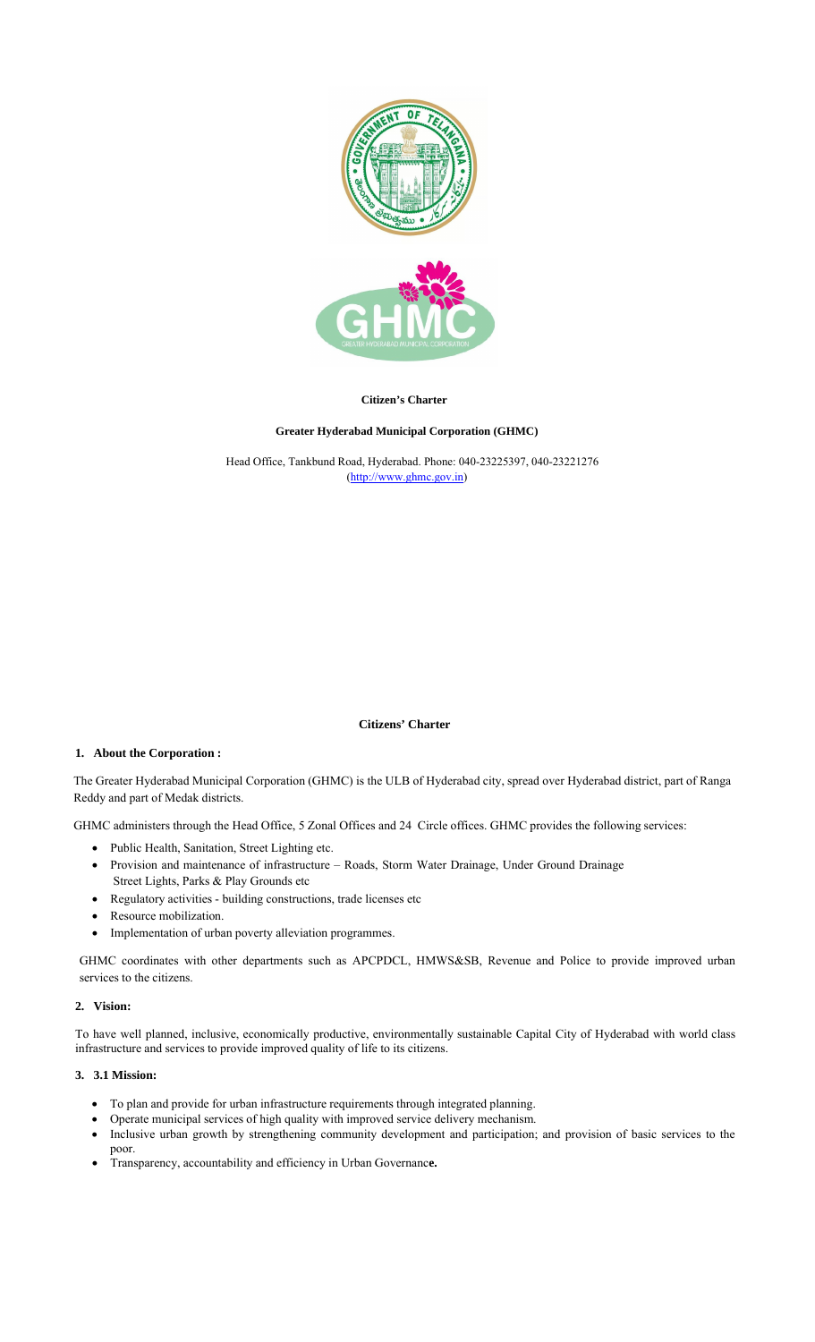**Citizen's Charter**

**Greater Hyderabad Municipal Corporation (GHMC)**

Head Office, Tankbund Road, Hyderabad. Phone: 040-23225397, 040-23221276
(http://www.ghmc.gov.in)

**Citizens' Charter**

## 1. About the Corporation :

The Greater Hyderabad Municipal Corporation (GHMC) is the ULB of Hyderabad city, spread over Hyderabad district, part of Ranga Reddy and part of Medak districts.

GHMC administers through the Head Office, 5 Zonal Offices and 24 Circle offices. GHMC provides the following services:

- Public Health, Sanitation, Street Lighting etc.
- Provision and maintenance of infrastructure – Roads, Storm Water Drainage, Under Ground Drainage Street Lights, Parks & Play Grounds etc
- Regulatory activities - building constructions, trade licenses etc
- Resource mobilization.
- Implementation of urban poverty alleviation programmes.

GHMC coordinates with other departments such as APCPDCL, HMWS&SB, Revenue and Police to provide improved urban services to the citizens.

## 2. Vision:

To have well planned, inclusive, economically productive, environmentally sustainable Capital City of Hyderabad with world class infrastructure and services to provide improved quality of life to its citizens.

## 3. 3.1 Mission:

- To plan and provide for urban infrastructure requirements through integrated planning.
- Operate municipal services of high quality with improved service delivery mechanism.
- Inclusive urban growth by strengthening community development and participation; and provision of basic services to the poor.
- Transparency, accountability and efficiency in Urban Governanc**e.**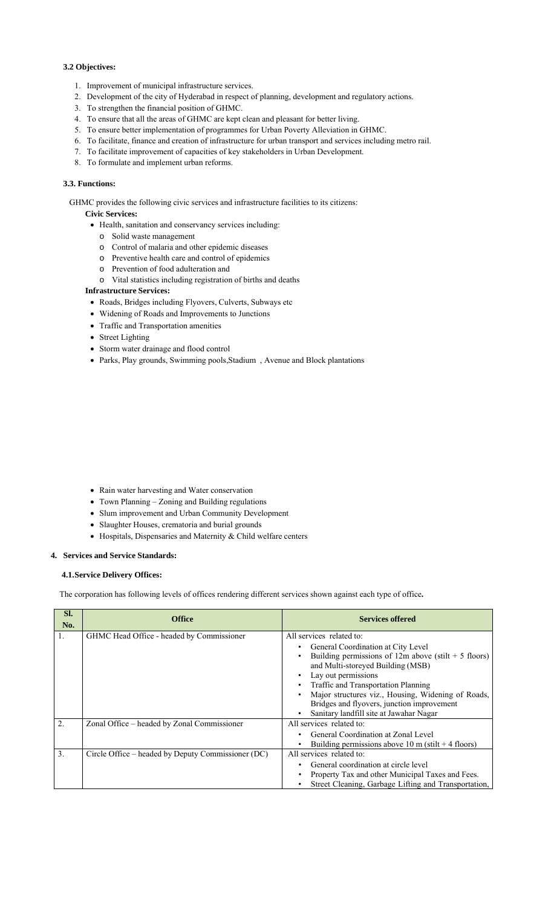### 3.2 Objectives:

1. Improvement of municipal infrastructure services.
2. Development of the city of Hyderabad in respect of planning, development and regulatory actions.
3. To strengthen the financial position of GHMC.
4. To ensure that all the areas of GHMC are kept clean and pleasant for better living.
5. To ensure better implementation of programmes for Urban Poverty Alleviation in GHMC.
6. To facilitate, finance and creation of infrastructure for urban transport and services including metro rail.
7. To facilitate improvement of capacities of key stakeholders in Urban Development.
8. To formulate and implement urban reforms.

### 3.3. Functions:

GHMC provides the following civic services and infrastructure facilities to its citizens:

**Civic Services:**

- Health, sanitation and conservancy services including:
  - Solid waste management
  - Control of malaria and other epidemic diseases
  - Preventive health care and control of epidemics
  - Prevention of food adulteration and
  - Vital statistics including registration of births and deaths

**Infrastructure Services:**

- Roads, Bridges including Flyovers, Culverts, Subways etc
- Widening of Roads and Improvements to Junctions
- Traffic and Transportation amenities
- Street Lighting
- Storm water drainage and flood control
- Parks, Play grounds, Swimming pools,Stadium , Avenue and Block plantations
- Rain water harvesting and Water conservation
- Town Planning – Zoning and Building regulations
- Slum improvement and Urban Community Development
- Slaughter Houses, crematoria and burial grounds
- Hospitals, Dispensaries and Maternity & Child welfare centers

## 4. Services and Service Standards:

### 4.1. Service Delivery Offices:

The corporation has following levels of offices rendering different services shown against each type of office**.**

| Sl. No. | Office | Services offered |
|---|---|---|
| 1. | GHMC Head Office - headed by Commissioner | All services related to:<br>• General Coordination at City Level<br>• Building permissions of 12m above (stilt + 5 floors) and Multi-storeyed Building (MSB)<br>• Lay out permissions<br>• Traffic and Transportation Planning<br>• Major structures viz., Housing, Widening of Roads, Bridges and flyovers, junction improvement<br>• Sanitary landfill site at Jawahar Nagar |
| 2. | Zonal Office – headed by Zonal Commissioner | All services related to:<br>• General Coordination at Zonal Level<br>• Building permissions above 10 m (stilt + 4 floors) |
| 3. | Circle Office – headed by Deputy Commissioner (DC) | All services related to:<br>• General coordination at circle level<br>• Property Tax and other Municipal Taxes and Fees.<br>• Street Cleaning, Garbage Lifting and Transportation, |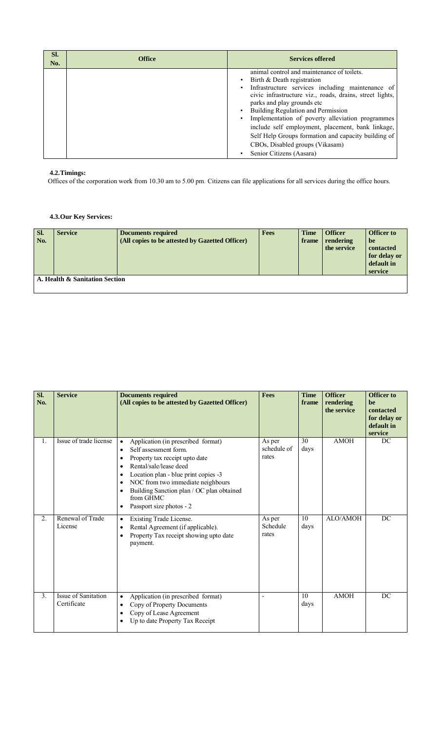| Sl. No. | Office | Services offered |
|---|---|---|
| | | animal control and maintenance of toilets.<br>• Birth & Death registration<br>• Infrastructure services including maintenance of civic infrastructure viz., roads, drains, street lights, parks and play grounds etc<br>• Building Regulation and Permission<br>• Implementation of poverty alleviation programmes include self employment, placement, bank linkage, Self Help Groups formation and capacity building of CBOs, Disabled groups (Vikasam)<br>• Senior Citizens (Aasara) |

### 4.2. Timings:

Offices of the corporation work from 10.30 am to 5.00 pm. Citizens can file applications for all services during the office hours.

### 4.3. Our Key Services:

| Sl. No. | Service | Documents required (All copies to be attested by Gazetted Officer) | Fees | Time frame | Officer rendering the service | Officer to be contacted for delay or default in service |
|---|---|---|---|---|---|---|
| **A. Health & Sanitation Section** | | | | | | |
| 1. | Issue of trade license | • Application (in prescribed format)<br>• Self assessment form.<br>• Property tax receipt upto date<br>• Rental/sale/lease deed<br>• Location plan - blue print copies -3<br>• NOC from two immediate neighbours<br>• Building Sanction plan / OC plan obtained from GHMC<br>• Passport size photos - 2 | As per schedule of rates | 30 days | AMOH | DC |
| 2. | Renewal of Trade License | • Existing Trade License.<br>• Rental Agreement (if applicable).<br>• Property Tax receipt showing upto date payment. | As per Schedule rates | 10 days | ALO/AMOH | DC |
| 3. | Issue of Sanitation Certificate | • Application (in prescribed format)<br>• Copy of Property Documents<br>• Copy of Lease Agreement<br>• Up to date Property Tax Receipt | - | 10 days | AMOH | DC |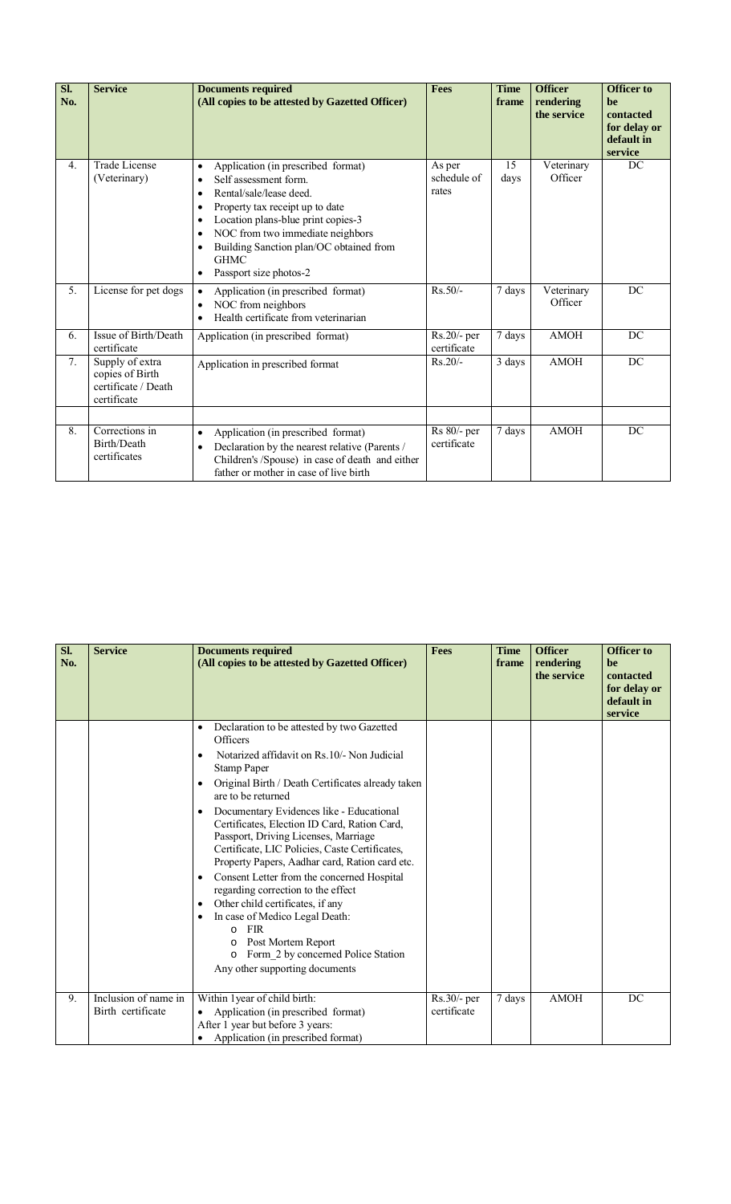| Sl. No. | Service | Documents required (All copies to be attested by Gazetted Officer) | Fees | Time frame | Officer rendering the service | Officer to be contacted for delay or default in service |
|---|---|---|---|---|---|---|
| 4. | Trade License (Veterinary) | • Application (in prescribed format)<br>• Self assessment form.<br>• Rental/sale/lease deed.<br>• Property tax receipt up to date<br>• Location plans-blue print copies-3<br>• NOC from two immediate neighbors<br>• Building Sanction plan/OC obtained from GHMC<br>• Passport size photos-2 | As per schedule of rates | 15 days | Veterinary Officer | DC |
| 5. | License for pet dogs | • Application (in prescribed format)<br>• NOC from neighbors<br>• Health certificate from veterinarian | Rs.50/- | 7 days | Veterinary Officer | DC |
| 6. | Issue of Birth/Death certificate | Application (in prescribed format) | Rs.20/- per certificate | 7 days | AMOH | DC |
| 7. | Supply of extra copies of Birth certificate / Death certificate | Application in prescribed format | Rs.20/- | 3 days | AMOH | DC |
| | | | | | | |
| 8. | Corrections in Birth/Death certificates | • Application (in prescribed format)<br>• Declaration by the nearest relative (Parents / Children's /Spouse) in case of death and either father or mother in case of live birth<br>• Declaration to be attested by two Gazetted Officers<br>• Notarized affidavit on Rs.10/- Non Judicial Stamp Paper<br>• Original Birth / Death Certificates already taken are to be returned<br>• Documentary Evidences like - Educational Certificates, Election ID Card, Ration Card, Passport, Driving Licenses, Marriage Certificate, LIC Policies, Caste Certificates, Property Papers, Aadhar card, Ration card etc.<br>• Consent Letter from the concerned Hospital regarding correction to the effect<br>• Other child certificates, if any<br>• In case of Medico Legal Death:<br>&nbsp;&nbsp;o FIR<br>&nbsp;&nbsp;o Post Mortem Report<br>&nbsp;&nbsp;o Form_2 by concerned Police Station<br>Any other supporting documents | Rs 80/- per certificate | 7 days | AMOH | DC |
| 9. | Inclusion of name in Birth certificate | Within 1year of child birth:<br>• Application (in prescribed format)<br>After 1 year but before 3 years:<br>• Application (in prescribed format) | Rs.30/- per certificate | 7 days | AMOH | DC |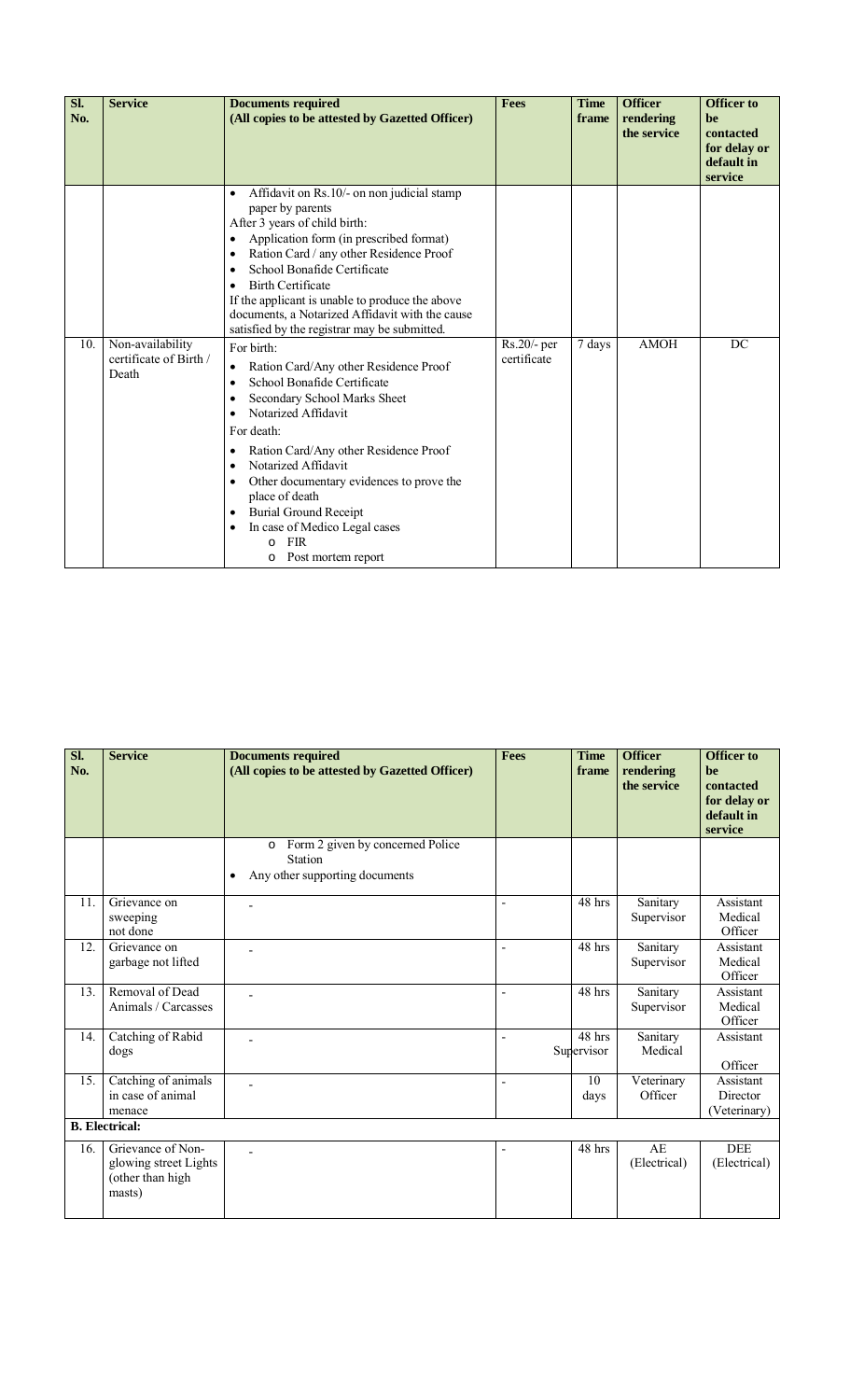| Sl. No. | Service | Documents required (All copies to be attested by Gazetted Officer) | Fees | Time frame | Officer rendering the service | Officer to be contacted for delay or default in service |
|---|---|---|---|---|---|---|
| | | • Affidavit on Rs.10/- on non judicial stamp paper by parents<br>After 3 years of child birth:<br>• Application form (in prescribed format)<br>• Ration Card / any other Residence Proof<br>• School Bonafide Certificate<br>• Birth Certificate<br>If the applicant is unable to produce the above documents, a Notarized Affidavit with the cause satisfied by the registrar may be submitted. | | | | |
| 10. | Non-availability certificate of Birth / Death | For birth:<br>• Ration Card/Any other Residence Proof<br>• School Bonafide Certificate<br>• Secondary School Marks Sheet<br>• Notarized Affidavit<br>For death:<br>• Ration Card/Any other Residence Proof<br>• Notarized Affidavit<br>• Other documentary evidences to prove the place of death<br>• Burial Ground Receipt<br>• In case of Medico Legal cases<br>  o FIR<br>  o Post mortem report<br>  o Form 2 given by concerned Police Station<br>• Any other supporting documents | Rs.20/- per certificate | 7 days | AMOH | DC |
| 11. | Grievance on sweeping not done | - | - | 48 hrs | Sanitary Supervisor | Assistant Medical Officer |
| 12. | Grievance on garbage not lifted | - | - | 48 hrs | Sanitary Supervisor | Assistant Medical Officer |
| 13. | Removal of Dead Animals / Carcasses | - | - | 48 hrs | Sanitary Supervisor | Assistant Medical Officer |
| 14. | Catching of Rabid dogs | - | - | 48 hrs | Sanitary Supervisor | Assistant Medical Officer |
| 15. | Catching of animals in case of animal menace | - | - | 10 days | Veterinary Officer | Assistant Director (Veterinary) |
| **B. Electrical:** | | | | | | |
| 16. | Grievance of Non-glowing street Lights (other than high masts) | - | - | 48 hrs | AE (Electrical) | DEE (Electrical) |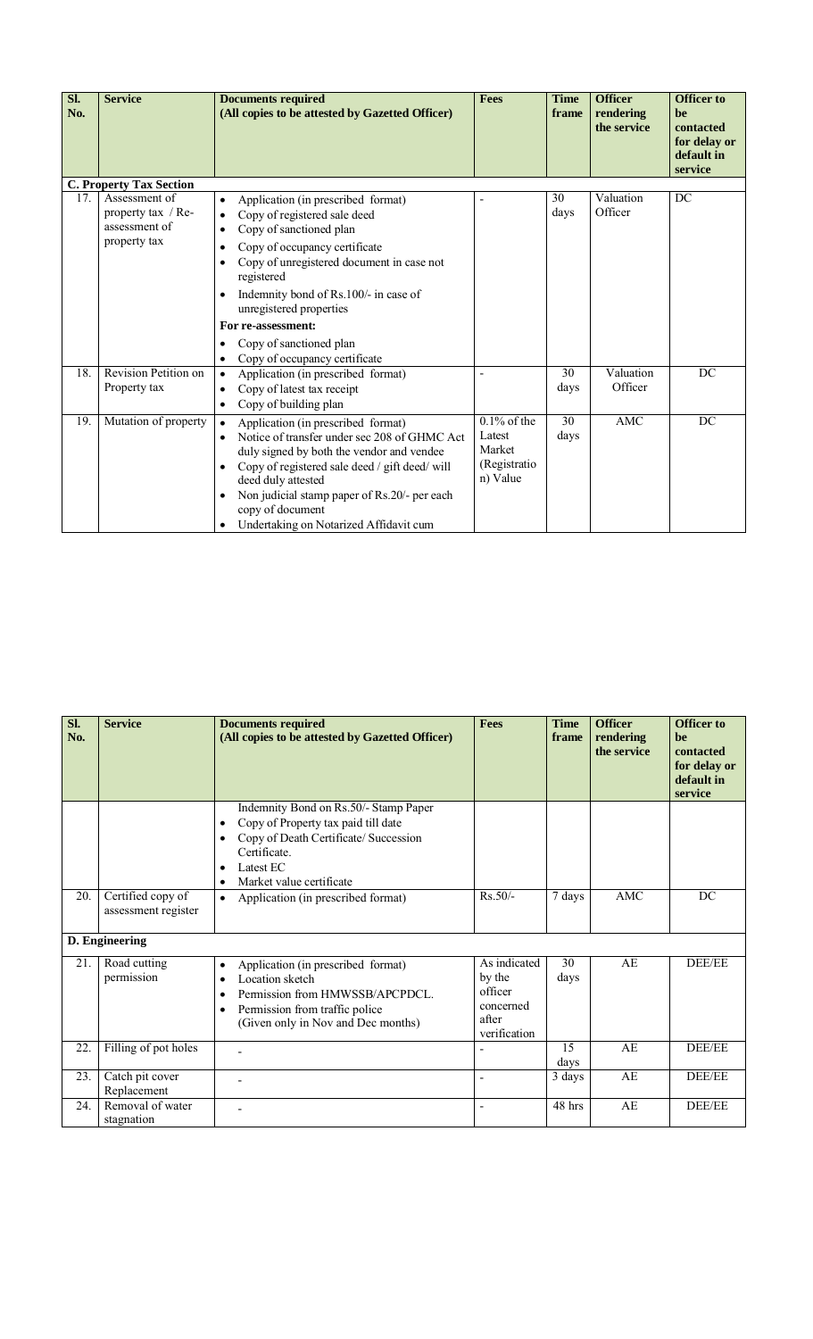| Sl. No. | Service | Documents required (All copies to be attested by Gazetted Officer) | Fees | Time frame | Officer rendering the service | Officer to be contacted for delay or default in service |
|---|---|---|---|---|---|---|
| **C. Property Tax Section** | | | | | | |
| 17. | Assessment of property tax / Re-assessment of property tax | • Application (in prescribed format)<br>• Copy of registered sale deed<br>• Copy of sanctioned plan<br>• Copy of occupancy certificate<br>• Copy of unregistered document in case not registered<br>• Indemnity bond of Rs.100/- in case of unregistered properties<br>**For re-assessment:**<br>• Copy of sanctioned plan<br>• Copy of occupancy certificate | - | 30 days | Valuation Officer | DC |
| 18. | Revision Petition on Property tax | • Application (in prescribed format)<br>• Copy of latest tax receipt<br>• Copy of building plan | - | 30 days | Valuation Officer | DC |
| 19. | Mutation of property | • Application (in prescribed format)<br>• Notice of transfer under sec 208 of GHMC Act duly signed by both the vendor and vendee<br>• Copy of registered sale deed / gift deed/ will deed duly attested<br>• Non judicial stamp paper of Rs.20/- per each copy of document<br>• Undertaking on Notarized Affidavit cum Indemnity Bond on Rs.50/- Stamp Paper<br>• Copy of Property tax paid till date<br>• Copy of Death Certificate/ Succession Certificate.<br>• Latest EC<br>• Market value certificate | 0.1% of the Latest Market (Registration) Value | 30 days | AMC | DC |
| 20. | Certified copy of assessment register | • Application (in prescribed format) | Rs.50/- | 7 days | AMC | DC |
| **D. Engineering** | | | | | | |
| 21. | Road cutting permission | • Application (in prescribed format)<br>• Location sketch<br>• Permission from HMWSSB/APCPDCL.<br>• Permission from traffic police (Given only in Nov and Dec months) | As indicated by the officer concerned after verification | 30 days | AE | DEE/EE |
| 22. | Filling of pot holes | - | - | 15 days | AE | DEE/EE |
| 23. | Catch pit cover Replacement | - | - | 3 days | AE | DEE/EE |
| 24. | Removal of water stagnation | - | - | 48 hrs | AE | DEE/EE |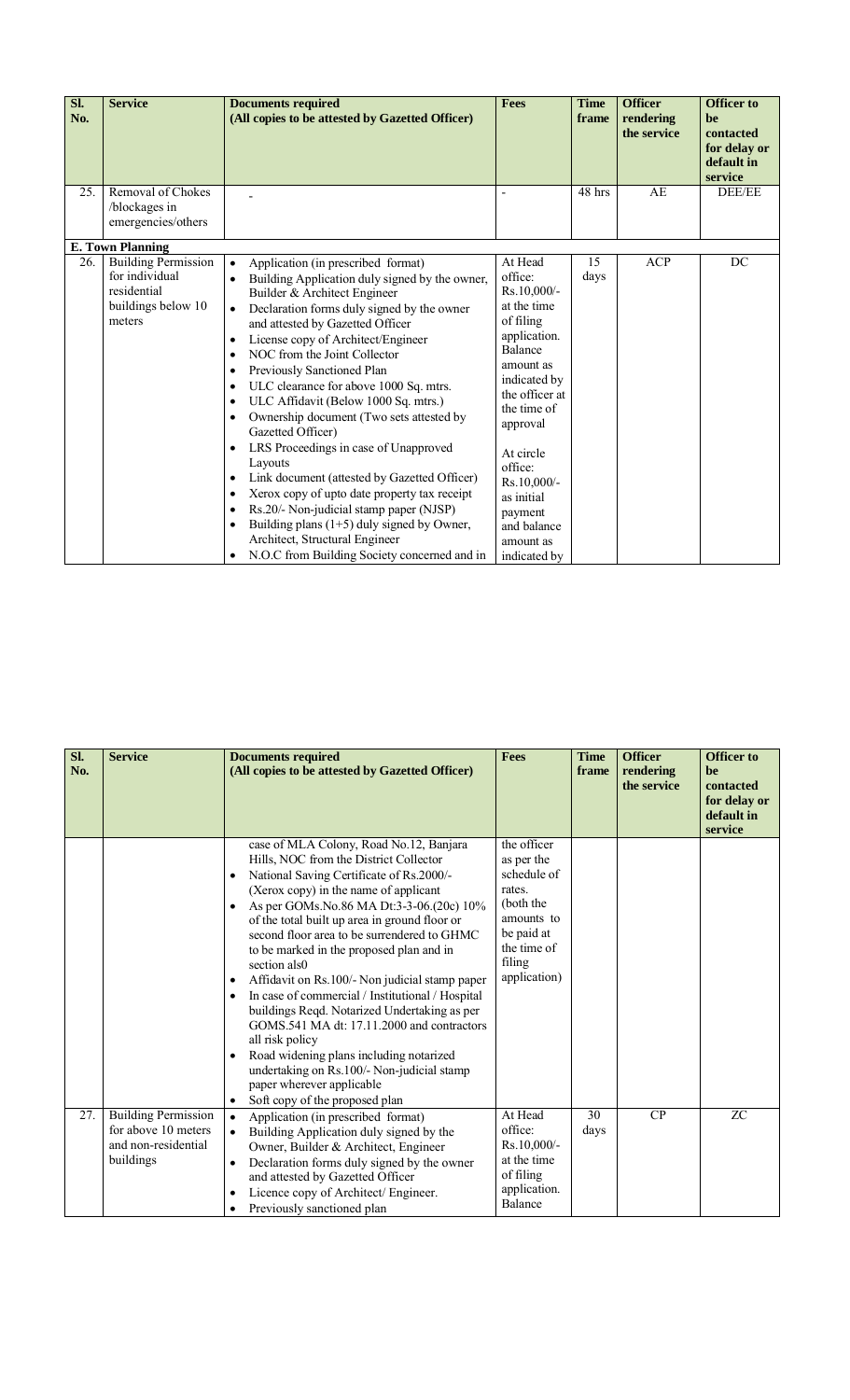| Sl. No. | Service | Documents required (All copies to be attested by Gazetted Officer) | Fees | Time frame | Officer rendering the service | Officer to be contacted for delay or default in service |
|---|---|---|---|---|---|---|
| 25. | Removal of Chokes /blockages in emergencies/others | - | - | 48 hrs | AE | DEE/EE |
| **E. Town Planning** | | | | | | |
| 26. | Building Permission for individual residential buildings below 10 meters | • Application (in prescribed format) • Building Application duly signed by the owner, Builder & Architect Engineer • Declaration forms duly signed by the owner and attested by Gazetted Officer • License copy of Architect/Engineer • NOC from the Joint Collector • Previously Sanctioned Plan • ULC clearance for above 1000 Sq. mtrs. • ULC Affidavit (Below 1000 Sq. mtrs.) • Ownership document (Two sets attested by Gazetted Officer) • LRS Proceedings in case of Unapproved Layouts • Link document (attested by Gazetted Officer) • Xerox copy of upto date property tax receipt • Rs.20/- Non-judicial stamp paper (NJSP) • Building plans (1+5) duly signed by Owner, Architect, Structural Engineer • N.O.C from Building Society concerned and in case of MLA Colony, Road No.12, Banjara Hills, NOC from the District Collector • National Saving Certificate of Rs.2000/- (Xerox copy) in the name of applicant • As per GOMs.No.86 MA Dt:3-3-06.(20c) 10% of the total built up area in ground floor or second floor area to be surrendered to GHMC to be marked in the proposed plan and in section als0 • Affidavit on Rs.100/- Non judicial stamp paper • In case of commercial / Institutional / Hospital buildings Reqd. Notarized Undertaking as per GOMS.541 MA dt: 17.11.2000 and contractors all risk policy • Road widening plans including notarized undertaking on Rs.100/- Non-judicial stamp paper wherever applicable • Soft copy of the proposed plan | At Head office: Rs.10,000/- at the time of filing application. Balance amount as indicated by the officer at the time of approval<br><br>At circle office: Rs.10,000/- as initial payment and balance amount as indicated by the officer as per the schedule of rates. (both the amounts to be paid at the time of filing application) | 15 days | ACP | DC |
| 27. | Building Permission for above 10 meters and non-residential buildings | • Application (in prescribed format) • Building Application duly signed by the Owner, Builder & Architect, Engineer • Declaration forms duly signed by the owner and attested by Gazetted Officer • Licence copy of Architect/ Engineer. • Previously sanctioned plan | At Head office: Rs.10,000/- at the time of filing application. Balance | 30 days | CP | ZC |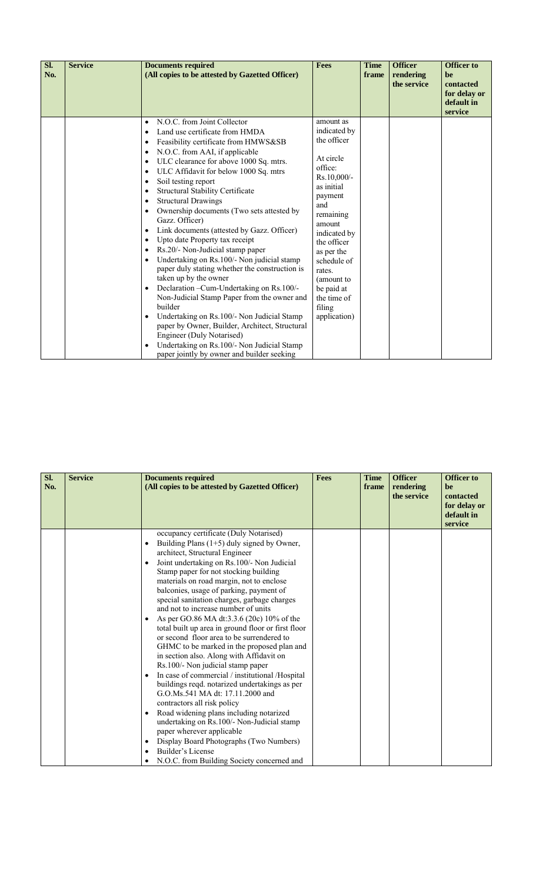| Sl. No. | Service | Documents required (All copies to be attested by Gazetted Officer) | Fees | Time frame | Officer rendering the service | Officer to be contacted for delay or default in service |
|---|---|---|---|---|---|---|
| | | • N.O.C. from Joint Collector<br>• Land use certificate from HMDA<br>• Feasibility certificate from HMWS&SB<br>• N.O.C. from AAI, if applicable<br>• ULC clearance for above 1000 Sq. mtrs.<br>• ULC Affidavit for below 1000 Sq. mtrs<br>• Soil testing report<br>• Structural Stability Certificate<br>• Structural Drawings<br>• Ownership documents (Two sets attested by Gazz. Officer)<br>• Link documents (attested by Gazz. Officer)<br>• Upto date Property tax receipt<br>• Rs.20/- Non-Judicial stamp paper<br>• Undertaking on Rs.100/- Non judicial stamp paper duly stating whether the construction is taken up by the owner<br>• Declaration –Cum-Undertaking on Rs.100/- Non-Judicial Stamp Paper from the owner and builder<br>• Undertaking on Rs.100/- Non Judicial Stamp paper by Owner, Builder, Architect, Structural Engineer (Duly Notarised)<br>• Undertaking on Rs.100/- Non Judicial Stamp paper jointly by owner and builder seeking | amount as indicated by the officer<br><br>At circle office: Rs.10,000/- as initial payment and remaining amount indicated by the officer as per the schedule of rates. (amount to be paid at the time of filing application) | | | |

| Sl. No. | Service | Documents required (All copies to be attested by Gazetted Officer) | Fees | Time frame | Officer rendering the service | Officer to be contacted for delay or default in service |
|---|---|---|---|---|---|---|
| | | occupancy certificate (Duly Notarised)<br>• Building Plans (1+5) duly signed by Owner, architect, Structural Engineer<br>• Joint undertaking on Rs.100/- Non Judicial Stamp paper for not stocking building materials on road margin, not to enclose balconies, usage of parking, payment of special sanitation charges, garbage charges and not to increase number of units<br>• As per GO.86 MA dt:3.3.6 (20c) 10% of the total built up area in ground floor or first floor or second floor area to be surrendered to GHMC to be marked in the proposed plan and in section also. Along with Affidavit on Rs.100/- Non judicial stamp paper<br>• In case of commercial / institutional /Hospital buildings reqd. notarized undertakings as per G.O.Ms.541 MA dt: 17.11.2000 and contractors all risk policy<br>• Road widening plans including notarized undertaking on Rs.100/- Non-Judicial stamp paper wherever applicable<br>• Display Board Photographs (Two Numbers)<br>• Builder's License<br>• N.O.C. from Building Society concerned and | | | | |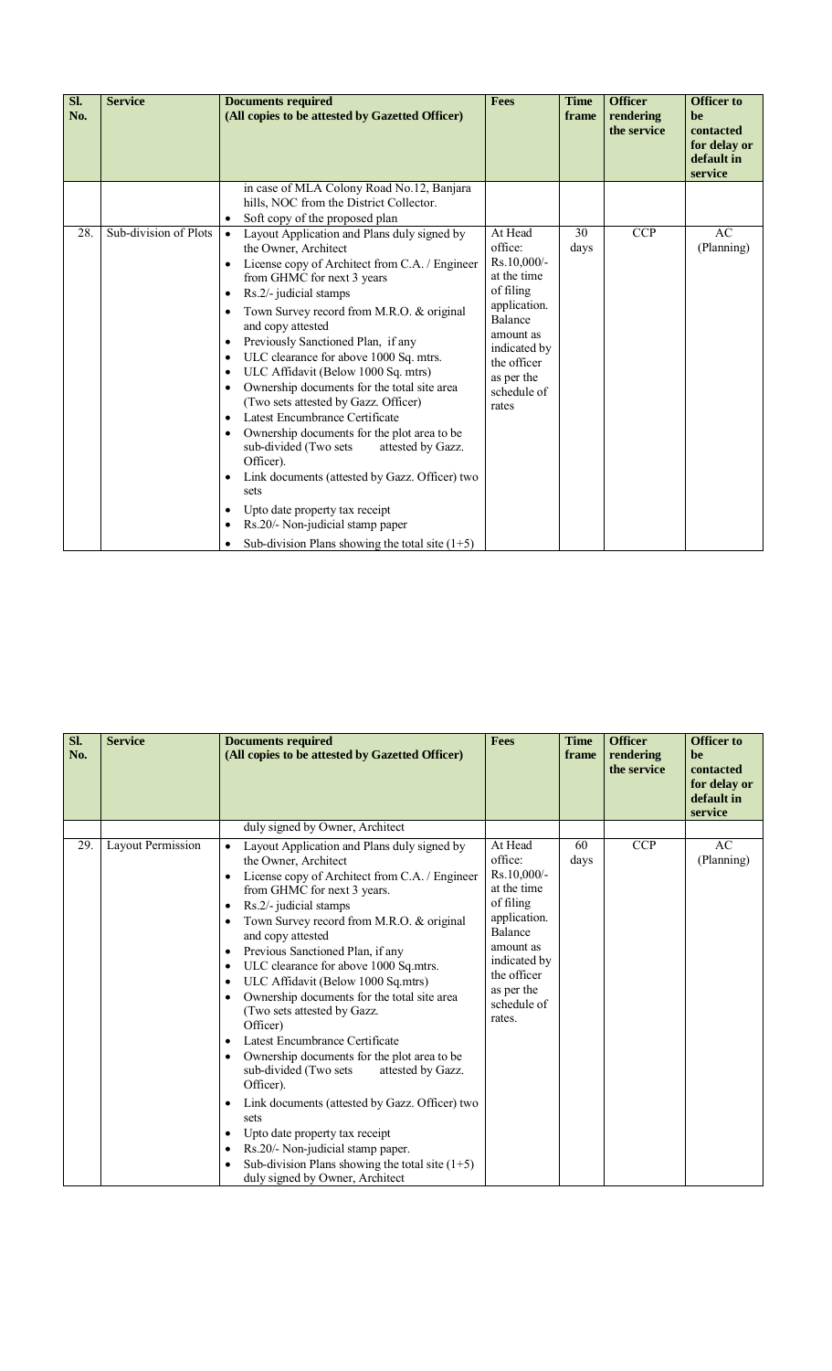| Sl. No. | Service | Documents required (All copies to be attested by Gazetted Officer) | Fees | Time frame | Officer rendering the service | Officer to be contacted for delay or default in service |
|---|---|---|---|---|---|---|
| | | in case of MLA Colony Road No.12, Banjara hills, NOC from the District Collector.<br>• Soft copy of the proposed plan | | | | |
| 28. | Sub-division of Plots | • Layout Application and Plans duly signed by the Owner, Architect<br>• License copy of Architect from C.A. / Engineer from GHMC for next 3 years<br>• Rs.2/- judicial stamps<br>• Town Survey record from M.R.O. & original and copy attested<br>• Previously Sanctioned Plan, if any<br>• ULC clearance for above 1000 Sq. mtrs.<br>• ULC Affidavit (Below 1000 Sq. mtrs)<br>• Ownership documents for the total site area (Two sets attested by Gazz. Officer)<br>• Latest Encumbrance Certificate<br>• Ownership documents for the plot area to be sub-divided (Two sets attested by Gazz. Officer).<br>• Link documents (attested by Gazz. Officer) two sets<br>• Upto date property tax receipt<br>• Rs.20/- Non-judicial stamp paper<br>• Sub-division Plans showing the total site (1+5) | At Head office: Rs.10,000/- at the time of filing application. Balance amount as indicated by the officer as per the schedule of rates | 30 days | CCP | AC (Planning) |

| Sl. No. | Service | Documents required (All copies to be attested by Gazetted Officer) | Fees | Time frame | Officer rendering the service | Officer to be contacted for delay or default in service |
|---|---|---|---|---|---|---|
| | | duly signed by Owner, Architect | | | | |
| 29. | Layout Permission | • Layout Application and Plans duly signed by the Owner, Architect<br>• License copy of Architect from C.A. / Engineer from GHMC for next 3 years.<br>• Rs.2/- judicial stamps<br>• Town Survey record from M.R.O. & original and copy attested<br>• Previous Sanctioned Plan, if any<br>• ULC clearance for above 1000 Sq.mtrs.<br>• ULC Affidavit (Below 1000 Sq.mtrs)<br>• Ownership documents for the total site area (Two sets attested by Gazz. Officer)<br>• Latest Encumbrance Certificate<br>• Ownership documents for the plot area to be sub-divided (Two sets attested by Gazz. Officer).<br>• Link documents (attested by Gazz. Officer) two sets<br>• Upto date property tax receipt<br>• Rs.20/- Non-judicial stamp paper.<br>• Sub-division Plans showing the total site (1+5) duly signed by Owner, Architect | At Head office: Rs.10,000/- at the time of filing application. Balance amount as indicated by the officer as per the schedule of rates. | 60 days | CCP | AC (Planning) |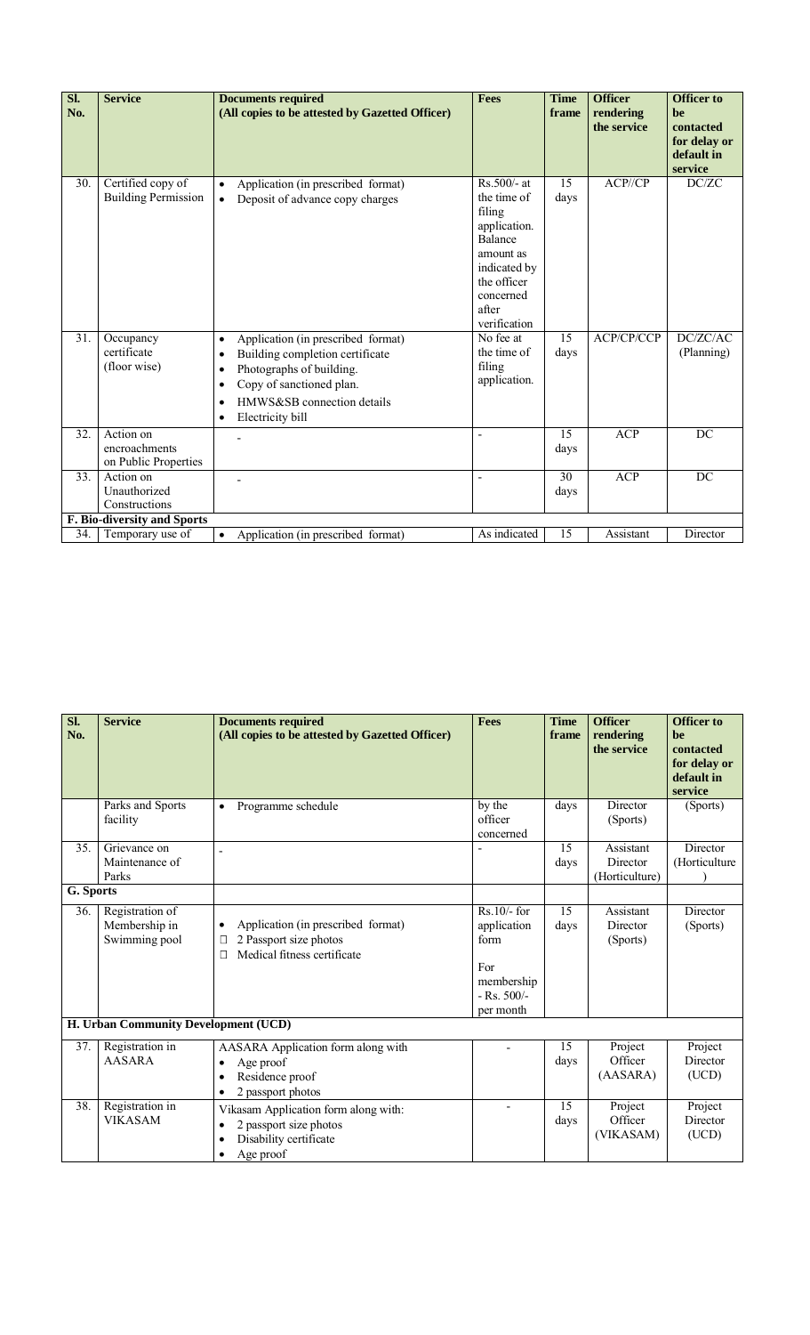| Sl. No. | Service | Documents required (All copies to be attested by Gazetted Officer) | Fees | Time frame | Officer rendering the service | Officer to be contacted for delay or default in service |
|---|---|---|---|---|---|---|
| 30. | Certified copy of Building Permission | • Application (in prescribed format)<br>• Deposit of advance copy charges | Rs.500/- at the time of filing application. Balance amount as indicated by the officer concerned after verification | 15 days | ACP//CP | DC/ZC |
| 31. | Occupancy certificate (floor wise) | • Application (in prescribed format)<br>• Building completion certificate<br>• Photographs of building.<br>• Copy of sanctioned plan.<br>• HMWS&SB connection details<br>• Electricity bill | No fee at the time of filing application. | 15 days | ACP/CP/CCP | DC/ZC/AC (Planning) |
| 32. | Action on encroachments on Public Properties | - | - | 15 days | ACP | DC |
| 33. | Action on Unauthorized Constructions | - | - | 30 days | ACP | DC |
| **F. Bio-diversity and Sports** | | | | | | |
| 34. | Temporary use of Parks and Sports facility | • Application (in prescribed format)<br>• Programme schedule | As indicated by the officer concerned | 15 days | Assistant Director (Sports) | Director (Sports) |
| 35. | Grievance on Maintenance of Parks | - | - | 15 days | Assistant Director (Horticulture) | Director (Horticulture) |
| **G. Sports** | | | | | | |
| 36. | Registration of Membership in Swimming pool | • Application (in prescribed format)<br>• 2 Passport size photos<br>• Medical fitness certificate | Rs.10/- for application form<br><br>For membership - Rs. 500/- per month | 15 days | Assistant Director (Sports) | Director (Sports) |
| **H. Urban Community Development (UCD)** | | | | | | |
| 37. | Registration in AASARA | AASARA Application form along with<br>• Age proof<br>• Residence proof<br>• 2 passport photos | - | 15 days | Project Officer (AASARA) | Project Director (UCD) |
| 38. | Registration in VIKASAM | Vikasam Application form along with:<br>• 2 passport size photos<br>• Disability certificate<br>• Age proof | - | 15 days | Project Officer (VIKASAM) | Project Director (UCD) |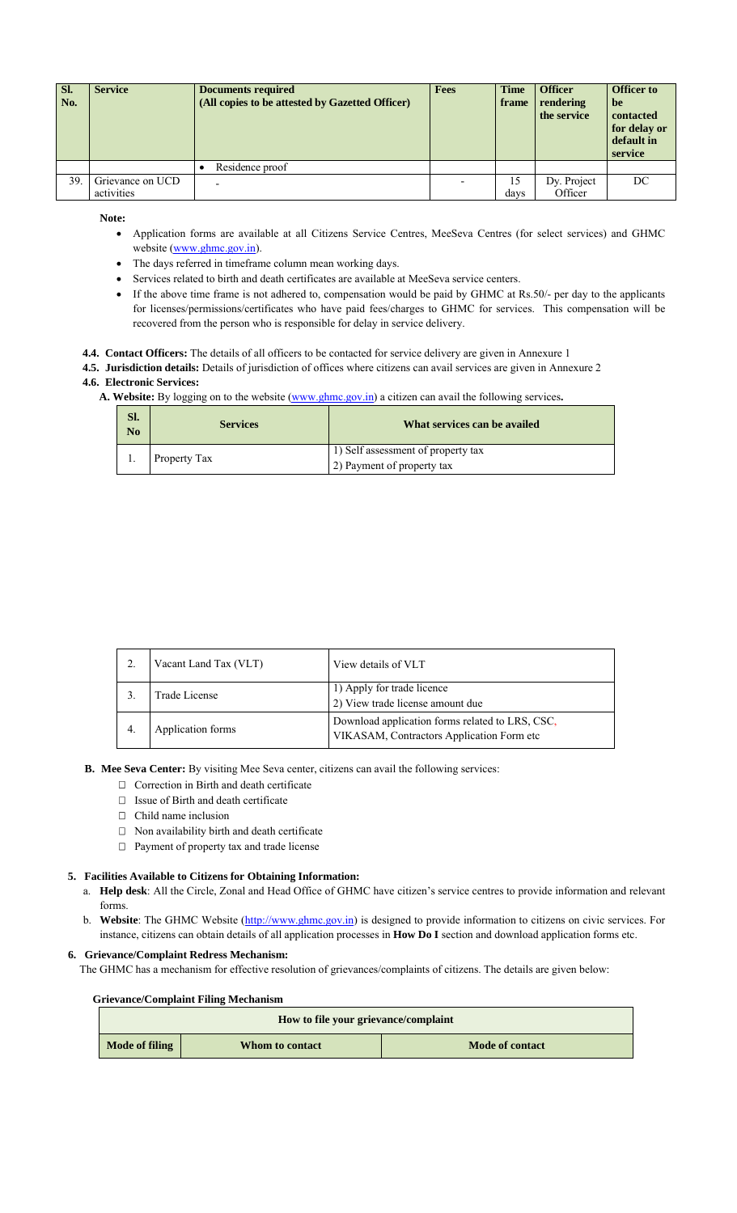| Sl. No. | Service | Documents required (All copies to be attested by Gazetted Officer) | Fees | Time frame | Officer rendering the service | Officer to be contacted for delay or default in service |
|---|---|---|---|---|---|---|
| | | • Residence proof | | | | |
| 39. | Grievance on UCD activities | - | - | 15 days | Dy. Project Officer | DC |

**Note:**

- Application forms are available at all Citizens Service Centres, MeeSeva Centres (for select services) and GHMC website (www.ghmc.gov.in).
- The days referred in timeframe column mean working days.
- Services related to birth and death certificates are available at MeeSeva service centers.
- If the above time frame is not adhered to, compensation would be paid by GHMC at Rs.50/- per day to the applicants for licenses/permissions/certificates who have paid fees/charges to GHMC for services. This compensation will be recovered from the person who is responsible for delay in service delivery.

**4.4. Contact Officers:** The details of all officers to be contacted for service delivery are given in Annexure 1

**4.5. Jurisdiction details:** Details of jurisdiction of offices where citizens can avail services are given in Annexure 2

**4.6. Electronic Services:**

**A. Website:** By logging on to the website (www.ghmc.gov.in) a citizen can avail the following services**.**

| Sl. No | Services | What services can be availed |
|---|---|---|
| 1. | Property Tax | 1) Self assessment of property tax<br>2) Payment of property tax |
| 2. | Vacant Land Tax (VLT) | View details of VLT |
| 3. | Trade License | 1) Apply for trade licence<br>2) View trade license amount due |
| 4. | Application forms | Download application forms related to LRS, CSC, VIKASAM, Contractors Application Form etc |

**B. Mee Seva Center:** By visiting Mee Seva center, citizens can avail the following services:

- Correction in Birth and death certificate
- Issue of Birth and death certificate
- Child name inclusion
- Non availability birth and death certificate
- Payment of property tax and trade license

## 5. Facilities Available to Citizens for Obtaining Information:

a. **Help desk**: All the Circle, Zonal and Head Office of GHMC have citizen's service centres to provide information and relevant forms.

b. **Website**: The GHMC Website (http://www.ghmc.gov.in) is designed to provide information to citizens on civic services. For instance, citizens can obtain details of all application processes in **How Do I** section and download application forms etc.

## 6. Grievance/Complaint Redress Mechanism:

The GHMC has a mechanism for effective resolution of grievances/complaints of citizens. The details are given below:

**Grievance/Complaint Filing Mechanism**

| How to file your grievance/complaint | | |
|---|---|---|
| **Mode of filing** | **Whom to contact** | **Mode of contact** |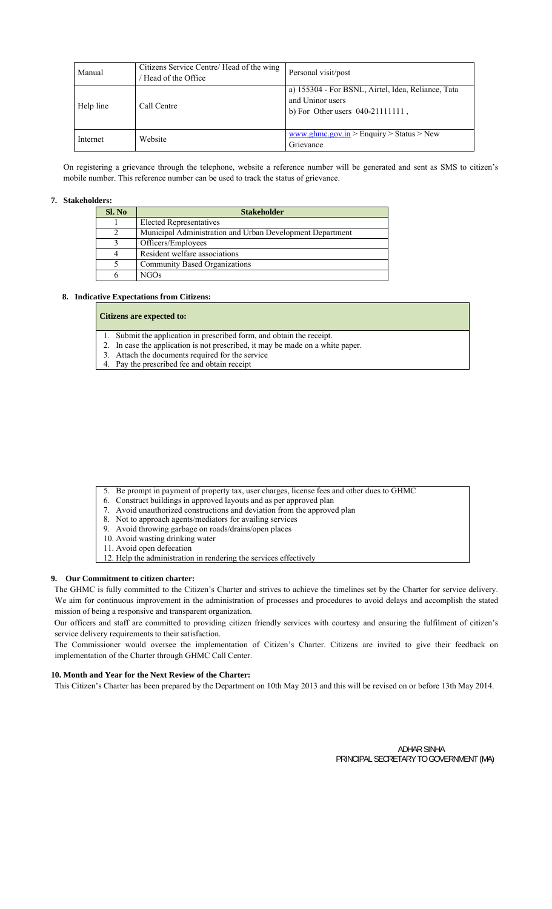| | | |
|---|---|---|
| Manual | Citizens Service Centre/ Head of the wing / Head of the Office | Personal visit/post |
| Help line | Call Centre | a) 155304 - For BSNL, Airtel, Idea, Reliance, Tata and Uninor users<br>b) For Other users 040-21111111 , |
| Internet | Website | www.ghmc.gov.in > Enquiry > Status > New Grievance |

On registering a grievance through the telephone, website a reference number will be generated and sent as SMS to citizen's mobile number. This reference number can be used to track the status of grievance.

**7. Stakeholders:**

| Sl. No | Stakeholder |
|---|---|
| 1 | Elected Representatives |
| 2 | Municipal Administration and Urban Development Department |
| 3 | Officers/Employees |
| 4 | Resident welfare associations |
| 5 | Community Based Organizations |
| 6 | NGOs |

**8. Indicative Expectations from Citizens:**

**Citizens are expected to:**

1. Submit the application in prescribed form, and obtain the receipt.
2. In case the application is not prescribed, it may be made on a white paper.
3. Attach the documents required for the service
4. Pay the prescribed fee and obtain receipt
5. Be prompt in payment of property tax, user charges, license fees and other dues to GHMC
6. Construct buildings in approved layouts and as per approved plan
7. Avoid unauthorized constructions and deviation from the approved plan
8. Not to approach agents/mediators for availing services
9. Avoid throwing garbage on roads/drains/open places
10. Avoid wasting drinking water
11. Avoid open defecation
12. Help the administration in rendering the services effectively

**9. Our Commitment to citizen charter:**

The GHMC is fully committed to the Citizen's Charter and strives to achieve the timelines set by the Charter for service delivery. We aim for continuous improvement in the administration of processes and procedures to avoid delays and accomplish the stated mission of being a responsive and transparent organization.

Our officers and staff are committed to providing citizen friendly services with courtesy and ensuring the fulfilment of citizen's service delivery requirements to their satisfaction.

The Commissioner would oversee the implementation of Citizen's Charter. Citizens are invited to give their feedback on implementation of the Charter through GHMC Call Center.

**10. Month and Year for the Next Review of the Charter:**

This Citizen's Charter has been prepared by the Department on 10th May 2013 and this will be revised on or before 13th May 2014.

ADHAR SINHA
PRINCIPAL SECRETARY TO GOVERNMENT (MA)